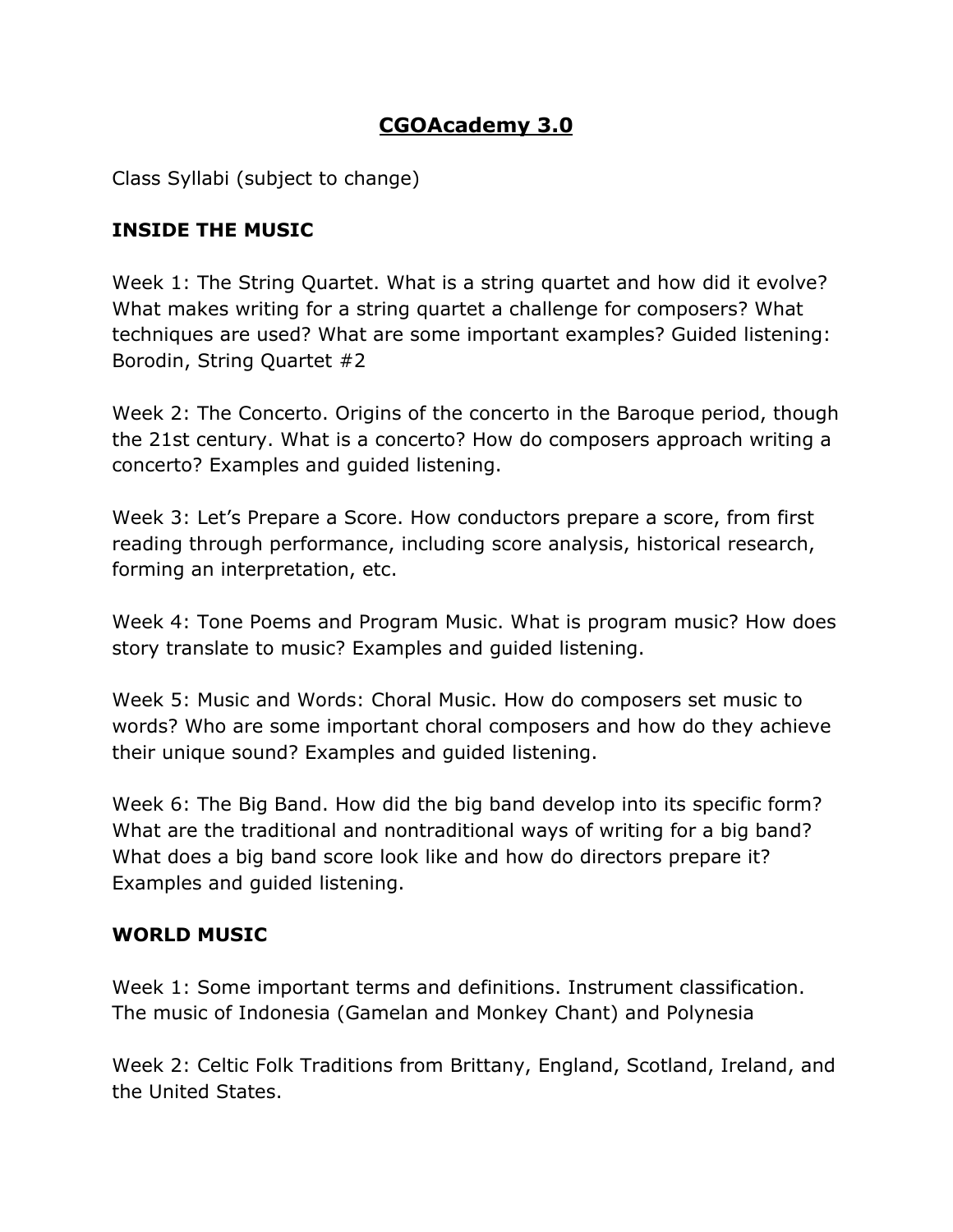# CGOAcademy 3.0

Class Syllabi (subject to change)

## INSIDE THE MUSIC

Week 1: The String Quartet. What is a string quartet and how did it evolve? What makes writing for a string quartet a challenge for composers? What techniques are used? What are some important examples? Guided listening: Borodin, String Quartet #2

Week 2: The Concerto. Origins of the concerto in the Baroque period, though the 21st century. What is a concerto? How do composers approach writing a concerto? Examples and guided listening.

Week 3: Let's Prepare a Score. How conductors prepare a score, from first reading through performance, including score analysis, historical research, forming an interpretation, etc.

Week 4: Tone Poems and Program Music. What is program music? How does story translate to music? Examples and guided listening.

Week 5: Music and Words: Choral Music. How do composers set music to words? Who are some important choral composers and how do they achieve their unique sound? Examples and guided listening.

Week 6: The Big Band. How did the big band develop into its specific form? What are the traditional and nontraditional ways of writing for a big band? What does a big band score look like and how do directors prepare it? Examples and guided listening.

## WORLD MUSIC

Week 1: Some important terms and definitions. Instrument classification. The music of Indonesia (Gamelan and Monkey Chant) and Polynesia

Week 2: Celtic Folk Traditions from Brittany, England, Scotland, Ireland, and the United States.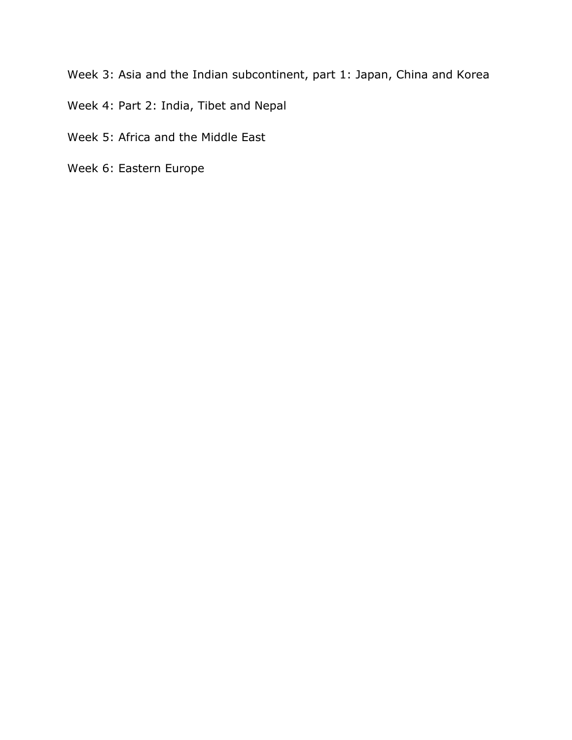Week 3: Asia and the Indian subcontinent, part 1: Japan, China and Korea

Week 4: Part 2: India, Tibet and Nepal

Week 5: Africa and the Middle East

Week 6: Eastern Europe